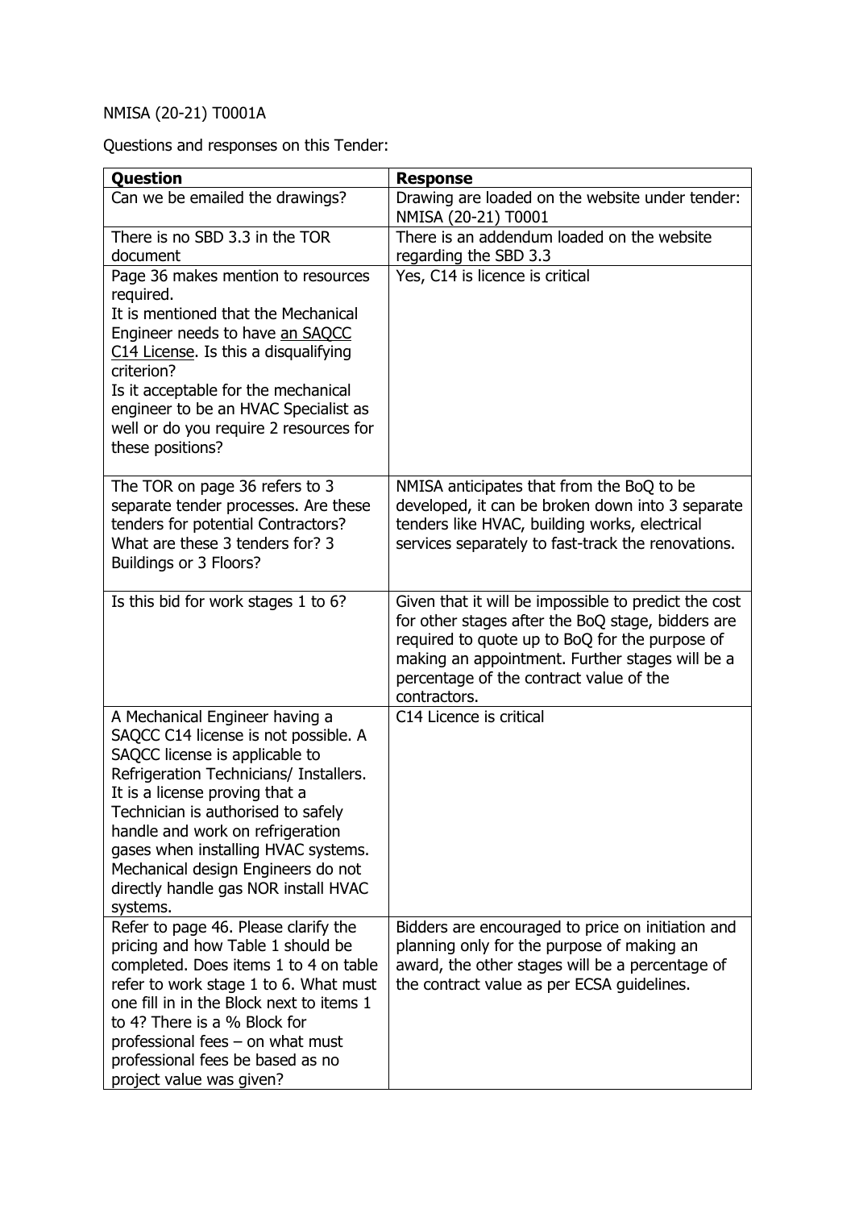NMISA (20-21) T0001A

Questions and responses on this Tender:

| Question | Response |
| --- | --- |
| Can we be emailed the drawings? | Drawing are loaded on the website under tender: NMISA (20-21) T0001 |
| There is no SBD 3.3 in the TOR document | There is an addendum loaded on the website regarding the SBD 3.3 |
| Page 36 makes mention to resources required.<br>It is mentioned that the Mechanical Engineer needs to have an SAQCC C14 License. Is this a disqualifying criterion?<br>Is it acceptable for the mechanical engineer to be an HVAC Specialist as well or do you require 2 resources for these positions? | Yes, C14 is licence is critical |
| The TOR on page 36 refers to 3 separate tender processes. Are these tenders for potential Contractors? What are these 3 tenders for? 3 Buildings or 3 Floors? | NMISA anticipates that from the BoQ to be developed, it can be broken down into 3 separate tenders like HVAC, building works, electrical services separately to fast-track the renovations. |
| Is this bid for work stages 1 to 6? | Given that it will be impossible to predict the cost for other stages after the BoQ stage, bidders are required to quote up to BoQ for the purpose of making an appointment. Further stages will be a percentage of the contract value of the contractors. |
| A Mechanical Engineer having a SAQCC C14 license is not possible. A SAQCC license is applicable to Refrigeration Technicians/ Installers. It is a license proving that a Technician is authorised to safely handle and work on refrigeration gases when installing HVAC systems. Mechanical design Engineers do not directly handle gas NOR install HVAC systems. | C14 Licence is critical |
| Refer to page 46. Please clarify the pricing and how Table 1 should be completed. Does items 1 to 4 on table refer to work stage 1 to 6. What must one fill in in the Block next to items 1 to 4? There is a % Block for professional fees – on what must professional fees be based as no project value was given? | Bidders are encouraged to price on initiation and planning only for the purpose of making an award, the other stages will be a percentage of the contract value as per ECSA guidelines. |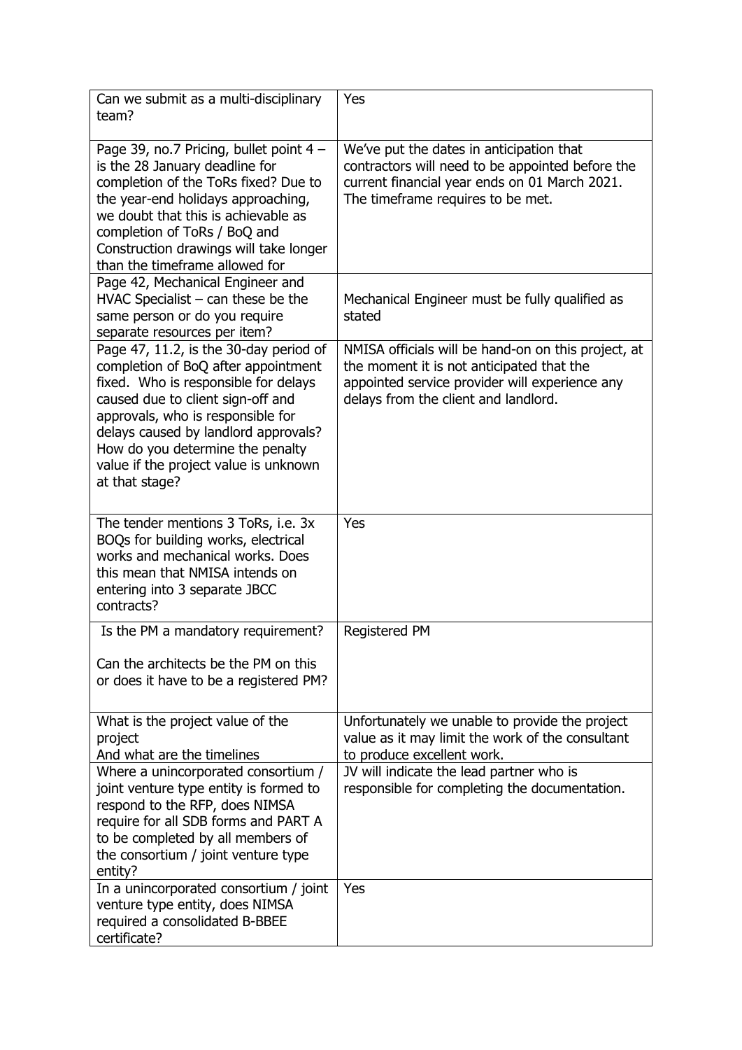| | |
|---|---|
| Can we submit as a multi-disciplinary team? | Yes |
| Page 39, no.7 Pricing, bullet point 4 – is the 28 January deadline for completion of the ToRs fixed? Due to the year-end holidays approaching, we doubt that this is achievable as completion of ToRs / BoQ and Construction drawings will take longer than the timeframe allowed for | We've put the dates in anticipation that contractors will need to be appointed before the current financial year ends on 01 March 2021. The timeframe requires to be met. |
| Page 42, Mechanical Engineer and HVAC Specialist – can these be the same person or do you require separate resources per item? | Mechanical Engineer must be fully qualified as stated |
| Page 47, 11.2, is the 30-day period of completion of BoQ after appointment fixed. Who is responsible for delays caused due to client sign-off and approvals, who is responsible for delays caused by landlord approvals? How do you determine the penalty value if the project value is unknown at that stage? | NMISA officials will be hand-on on this project, at the moment it is not anticipated that the appointed service provider will experience any delays from the client and landlord. |
| The tender mentions 3 ToRs, i.e. 3x BOQs for building works, electrical works and mechanical works. Does this mean that NMISA intends on entering into 3 separate JBCC contracts? | Yes |
| Is the PM a mandatory requirement?<br><br>Can the architects be the PM on this or does it have to be a registered PM? | Registered PM |
| What is the project value of the project<br>And what are the timelines | Unfortunately we unable to provide the project value as it may limit the work of the consultant to produce excellent work. |
| Where a unincorporated consortium / joint venture type entity is formed to respond to the RFP, does NIMSA require for all SDB forms and PART A to be completed by all members of the consortium / joint venture type entity? | JV will indicate the lead partner who is responsible for completing the documentation. |
| In a unincorporated consortium / joint venture type entity, does NIMSA required a consolidated B-BBEE certificate? | Yes |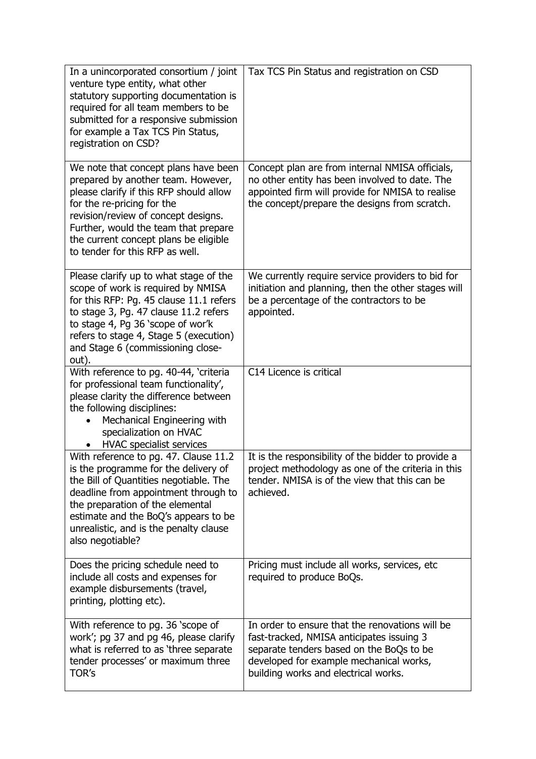| | |
|---|---|
| In a unincorporated consortium / joint venture type entity, what other statutory supporting documentation is required for all team members to be submitted for a responsive submission for example a Tax TCS Pin Status, registration on CSD? | Tax TCS Pin Status and registration on CSD |
| We note that concept plans have been prepared by another team. However, please clarify if this RFP should allow for the re-pricing for the revision/review of concept designs. Further, would the team that prepare the current concept plans be eligible to tender for this RFP as well. | Concept plan are from internal NMISA officials, no other entity has been involved to date. The appointed firm will provide for NMISA to realise the concept/prepare the designs from scratch. |
| Please clarify up to what stage of the scope of work is required by NMISA for this RFP: Pg. 45 clause 11.1 refers to stage 3, Pg. 47 clause 11.2 refers to stage 4, Pg 36 'scope of wor'k refers to stage 4, Stage 5 (execution) and Stage 6 (commissioning close-out). | We currently require service providers to bid for initiation and planning, then the other stages will be a percentage of the contractors to be appointed. |
| With reference to pg. 40-44, 'criteria for professional team functionality', please clarity the difference between the following disciplines: <br>• Mechanical Engineering with specialization on HVAC <br>• HVAC specialist services | C14 Licence is critical |
| With reference to pg. 47. Clause 11.2 is the programme for the delivery of the Bill of Quantities negotiable. The deadline from appointment through to the preparation of the elemental estimate and the BoQ's appears to be unrealistic, and is the penalty clause also negotiable? | It is the responsibility of the bidder to provide a project methodology as one of the criteria in this tender. NMISA is of the view that this can be achieved. |
| Does the pricing schedule need to include all costs and expenses for example disbursements (travel, printing, plotting etc). | Pricing must include all works, services, etc required to produce BoQs. |
| With reference to pg. 36 'scope of work'; pg 37 and pg 46, please clarify what is referred to as 'three separate tender processes' or maximum three TOR's | In order to ensure that the renovations will be fast-tracked, NMISA anticipates issuing 3 separate tenders based on the BoQs to be developed for example mechanical works, building works and electrical works. |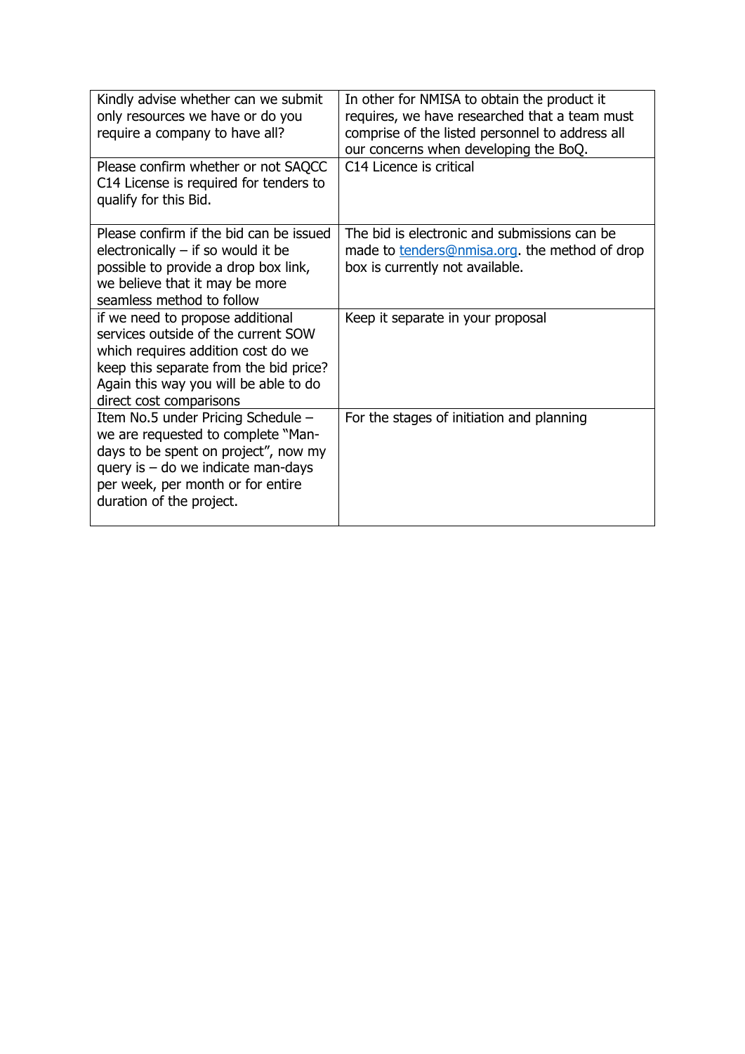| | |
|---|---|
| Kindly advise whether can we submit only resources we have or do you require a company to have all? | In other for NMISA to obtain the product it requires, we have researched that a team must comprise of the listed personnel to address all our concerns when developing the BoQ. |
| Please confirm whether or not SAQCC C14 License is required for tenders to qualify for this Bid. | C14 Licence is critical |
| Please confirm if the bid can be issued electronically – if so would it be possible to provide a drop box link, we believe that it may be more seamless method to follow | The bid is electronic and submissions can be made to tenders@nmisa.org. the method of drop box is currently not available. |
| if we need to propose additional services outside of the current SOW which requires addition cost do we keep this separate from the bid price? Again this way you will be able to do direct cost comparisons | Keep it separate in your proposal |
| Item No.5 under Pricing Schedule – we are requested to complete "Man-days to be spent on project", now my query is – do we indicate man-days per week, per month or for entire duration of the project. | For the stages of initiation and planning |